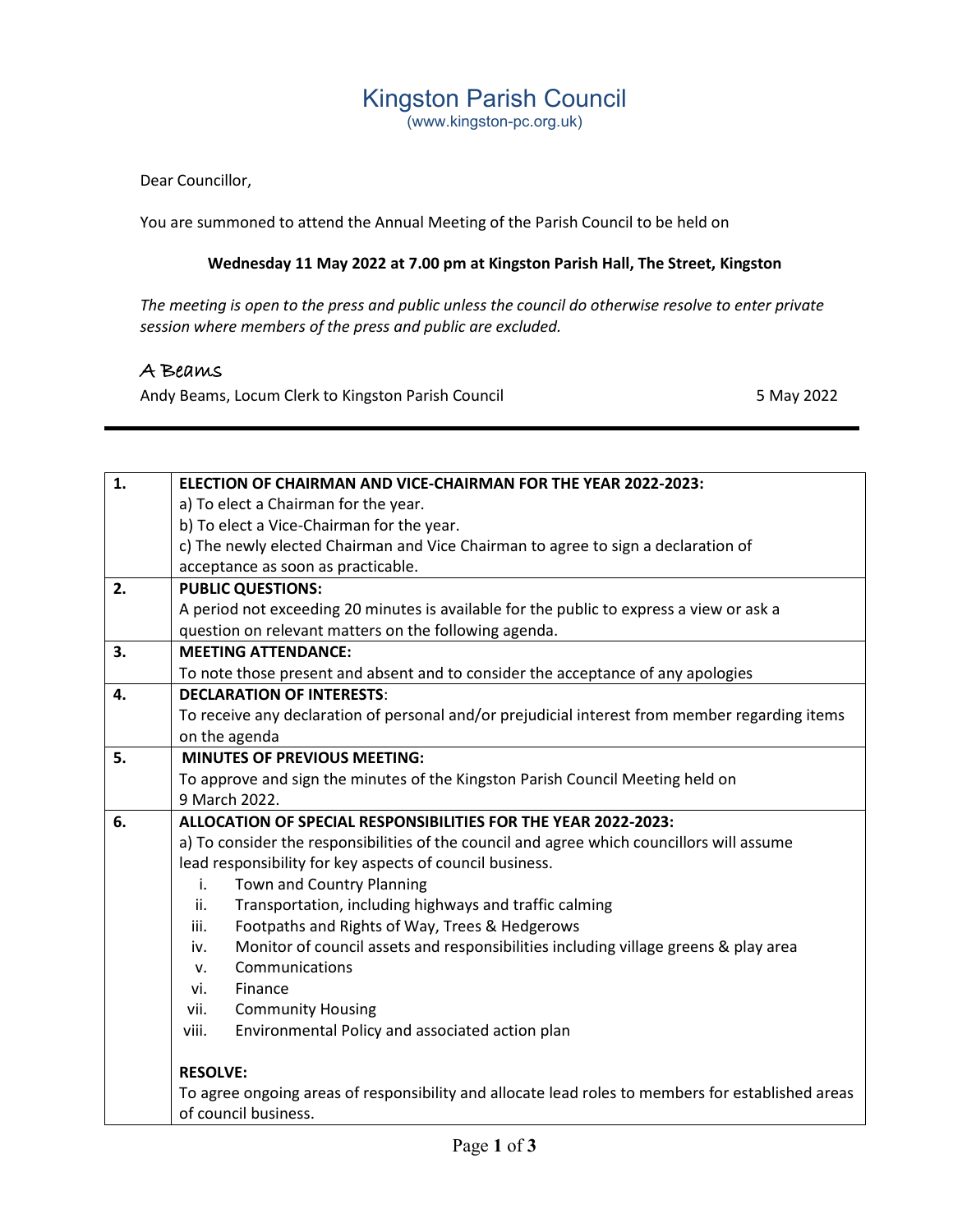# Kingston Parish Council

(www.kingston-pc.org.uk)

Dear Councillor,

You are summoned to attend the Annual Meeting of the Parish Council to be held on

**Wednesday 11 May 2022 at 7.00 pm at Kingston Parish Hall, The Street, Kingston**

*The meeting is open to the press and public unless the council do otherwise resolve to enter private session where members of the press and public are excluded.*

A Beams

Andy Beams, Locum Clerk to Kingston Parish Council 5 May 2022

---

| | |
|---|---|
| **1.** | **ELECTION OF CHAIRMAN AND VICE-CHAIRMAN FOR THE YEAR 2022-2023:**<br>a) To elect a Chairman for the year.<br>b) To elect a Vice-Chairman for the year.<br>c) The newly elected Chairman and Vice Chairman to agree to sign a declaration of acceptance as soon as practicable. |
| **2.** | **PUBLIC QUESTIONS:**<br>A period not exceeding 20 minutes is available for the public to express a view or ask a question on relevant matters on the following agenda. |
| **3.** | **MEETING ATTENDANCE:**<br>To note those present and absent and to consider the acceptance of any apologies |
| **4.** | **DECLARATION OF INTERESTS**:<br>To receive any declaration of personal and/or prejudicial interest from member regarding items on the agenda |
| **5.** | **MINUTES OF PREVIOUS MEETING:**<br>To approve and sign the minutes of the Kingston Parish Council Meeting held on 9 March 2022. |
| **6.** | **ALLOCATION OF SPECIAL RESPONSIBILITIES FOR THE YEAR 2022-2023:**<br>a) To consider the responsibilities of the council and agree which councillors will assume lead responsibility for key aspects of council business.<br>i. Town and Country Planning<br>ii. Transportation, including highways and traffic calming<br>iii. Footpaths and Rights of Way, Trees & Hedgerows<br>iv. Monitor of council assets and responsibilities including village greens & play area<br>v. Communications<br>vi. Finance<br>vii. Community Housing<br>viii. Environmental Policy and associated action plan<br><br>**RESOLVE:**<br>To agree ongoing areas of responsibility and allocate lead roles to members for established areas of council business. |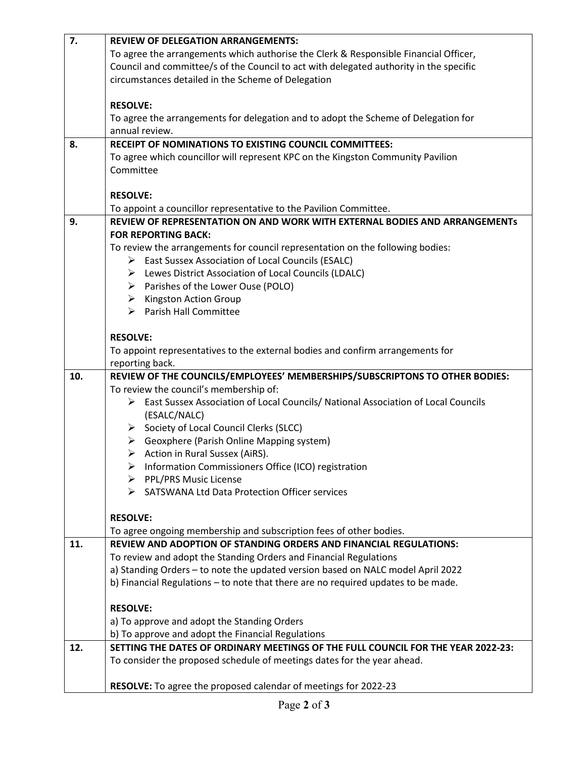| | |
|---|---|
| **7.** | **REVIEW OF DELEGATION ARRANGEMENTS:**<br>To agree the arrangements which authorise the Clerk & Responsible Financial Officer, Council and committee/s of the Council to act with delegated authority in the specific circumstances detailed in the Scheme of Delegation<br><br>**RESOLVE:**<br>To agree the arrangements for delegation and to adopt the Scheme of Delegation for annual review. |
| **8.** | **RECEIPT OF NOMINATIONS TO EXISTING COUNCIL COMMITTEES:**<br>To agree which councillor will represent KPC on the Kingston Community Pavilion Committee<br><br>**RESOLVE:**<br>To appoint a councillor representative to the Pavilion Committee. |
| **9.** | **REVIEW OF REPRESENTATION ON AND WORK WITH EXTERNAL BODIES AND ARRANGEMENTs FOR REPORTING BACK:**<br>To review the arrangements for council representation on the following bodies:<br>➢ East Sussex Association of Local Councils (ESALC)<br>➢ Lewes District Association of Local Councils (LDALC)<br>➢ Parishes of the Lower Ouse (POLO)<br>➢ Kingston Action Group<br>➢ Parish Hall Committee<br><br>**RESOLVE:**<br>To appoint representatives to the external bodies and confirm arrangements for reporting back. |
| **10.** | **REVIEW OF THE COUNCILS/EMPLOYEES' MEMBERSHIPS/SUBSCRIPTONS TO OTHER BODIES:**<br>To review the council's membership of:<br>➢ East Sussex Association of Local Councils/ National Association of Local Councils (ESALC/NALC)<br>➢ Society of Local Council Clerks (SLCC)<br>➢ Geoxphere (Parish Online Mapping system)<br>➢ Action in Rural Sussex (AiRS).<br>➢ Information Commissioners Office (ICO) registration<br>➢ PPL/PRS Music License<br>➢ SATSWANA Ltd Data Protection Officer services<br><br>**RESOLVE:**<br>To agree ongoing membership and subscription fees of other bodies. |
| **11.** | **REVIEW AND ADOPTION OF STANDING ORDERS AND FINANCIAL REGULATIONS:**<br>To review and adopt the Standing Orders and Financial Regulations<br>a) Standing Orders – to note the updated version based on NALC model April 2022<br>b) Financial Regulations – to note that there are no required updates to be made.<br><br>**RESOLVE:**<br>a) To approve and adopt the Standing Orders<br>b) To approve and adopt the Financial Regulations |
| **12.** | **SETTING THE DATES OF ORDINARY MEETINGS OF THE FULL COUNCIL FOR THE YEAR 2022-23:**<br>To consider the proposed schedule of meetings dates for the year ahead.<br><br>**RESOLVE:** To agree the proposed calendar of meetings for 2022-23 |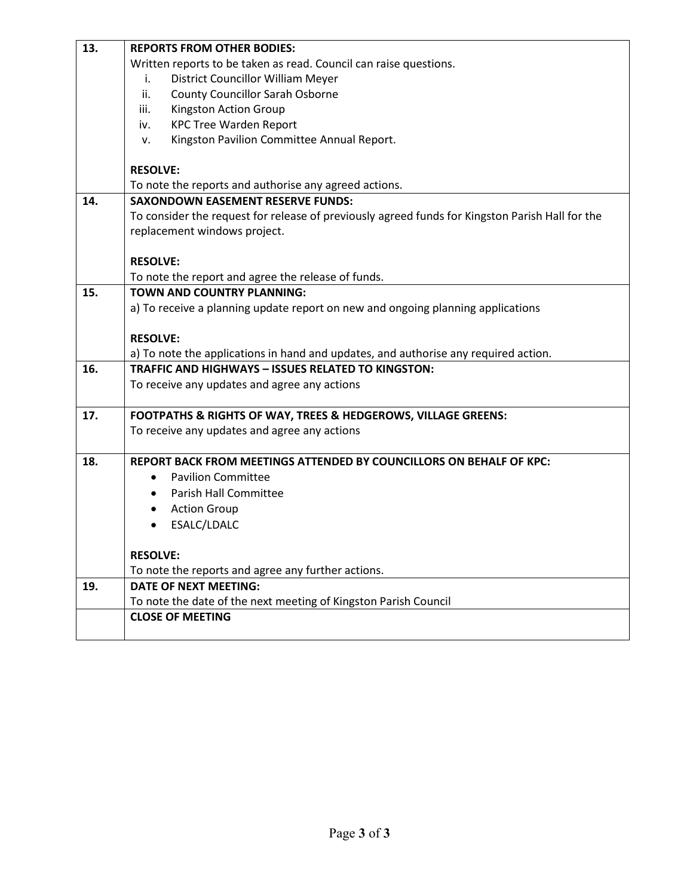| | |
|---|---|
| **13.** | **REPORTS FROM OTHER BODIES:**<br>Written reports to be taken as read. Council can raise questions.<br>i. District Councillor William Meyer<br>ii. County Councillor Sarah Osborne<br>iii. Kingston Action Group<br>iv. KPC Tree Warden Report<br>v. Kingston Pavilion Committee Annual Report.<br><br>**RESOLVE:**<br>To note the reports and authorise any agreed actions. |
| **14.** | **SAXONDOWN EASEMENT RESERVE FUNDS:**<br>To consider the request for release of previously agreed funds for Kingston Parish Hall for the replacement windows project.<br><br>**RESOLVE:**<br>To note the report and agree the release of funds. |
| **15.** | **TOWN AND COUNTRY PLANNING:**<br>a) To receive a planning update report on new and ongoing planning applications<br><br>**RESOLVE:**<br>a) To note the applications in hand and updates, and authorise any required action. |
| **16.** | **TRAFFIC AND HIGHWAYS – ISSUES RELATED TO KINGSTON:**<br>To receive any updates and agree any actions |
| **17.** | **FOOTPATHS & RIGHTS OF WAY, TREES & HEDGEROWS, VILLAGE GREENS:**<br>To receive any updates and agree any actions |
| **18.** | **REPORT BACK FROM MEETINGS ATTENDED BY COUNCILLORS ON BEHALF OF KPC:**<br>• Pavilion Committee<br>• Parish Hall Committee<br>• Action Group<br>• ESALC/LDALC<br><br>**RESOLVE:**<br>To note the reports and agree any further actions. |
| **19.** | **DATE OF NEXT MEETING:**<br>To note the date of the next meeting of Kingston Parish Council |
| | **CLOSE OF MEETING** |